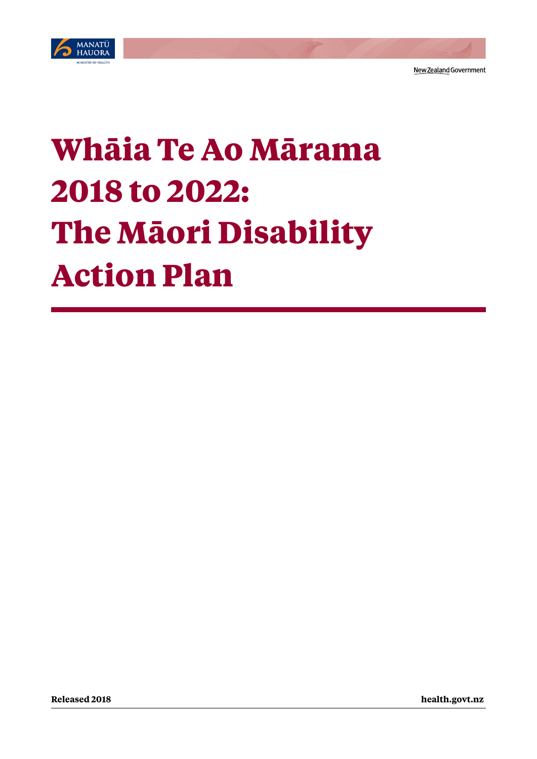# Whāia Te Ao Mārama 2018 to 2022: The Māori Disability Action Plan

**Released 2018**

**health.govt.nz**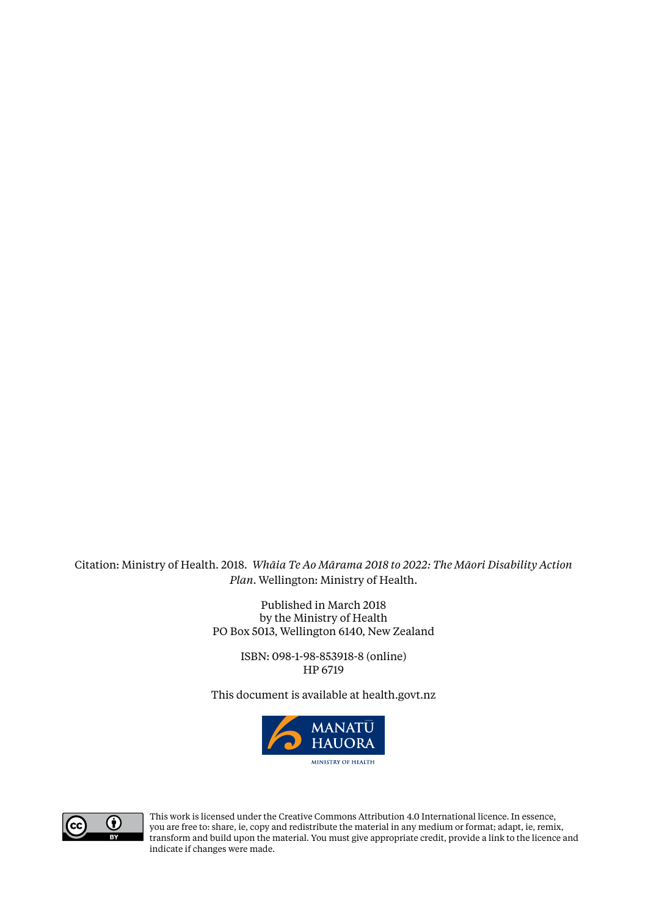Citation: Ministry of Health. 2018. *Whāia Te Ao Mārama 2018 to 2022: The Māori Disability Action Plan*. Wellington: Ministry of Health.

Published in March 2018
by the Ministry of Health
PO Box 5013, Wellington 6140, New Zealand

ISBN: 098-1-98-853918-8 (online)
HP 6719

This document is available at health.govt.nz

MANATŪ HAUORA
MINISTRY OF HEALTH

This work is licensed under the Creative Commons Attribution 4.0 International licence. In essence, you are free to: share, ie, copy and redistribute the material in any medium or format; adapt, ie, remix, transform and build upon the material. You must give appropriate credit, provide a link to the licence and indicate if changes were made.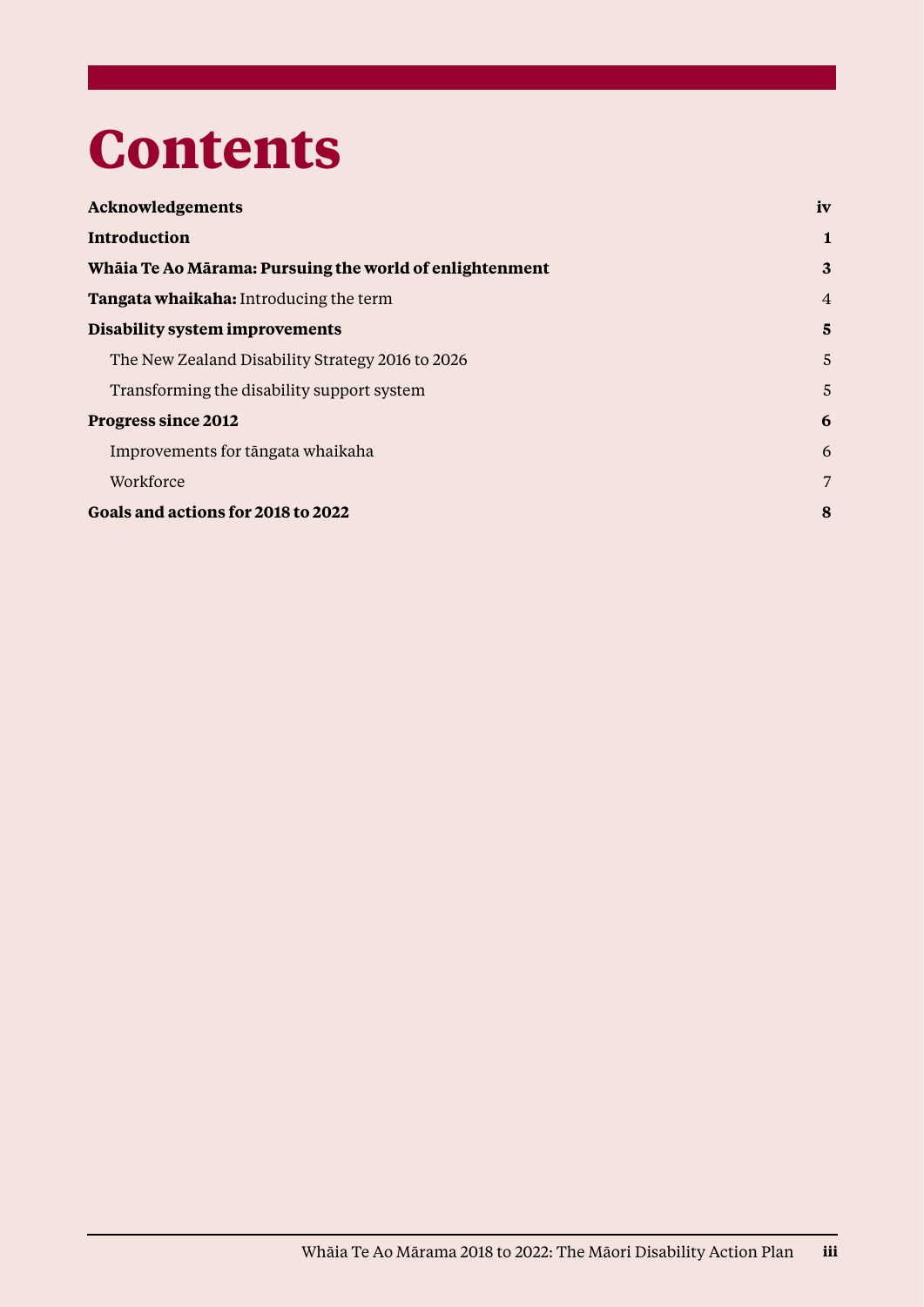# Contents

| | |
|---|---|
| **Acknowledgements** | **iv** |
| **Introduction** | **1** |
| **Whāia Te Ao Mārama: Pursuing the world of enlightenment** | **3** |
| **Tangata whaikaha:** Introducing the term | 4 |
| **Disability system improvements** | **5** |
| The New Zealand Disability Strategy 2016 to 2026 | 5 |
| Transforming the disability support system | 5 |
| **Progress since 2012** | **6** |
| Improvements for tāngata whaikaha | 6 |
| Workforce | 7 |
| **Goals and actions for 2018 to 2022** | **8** |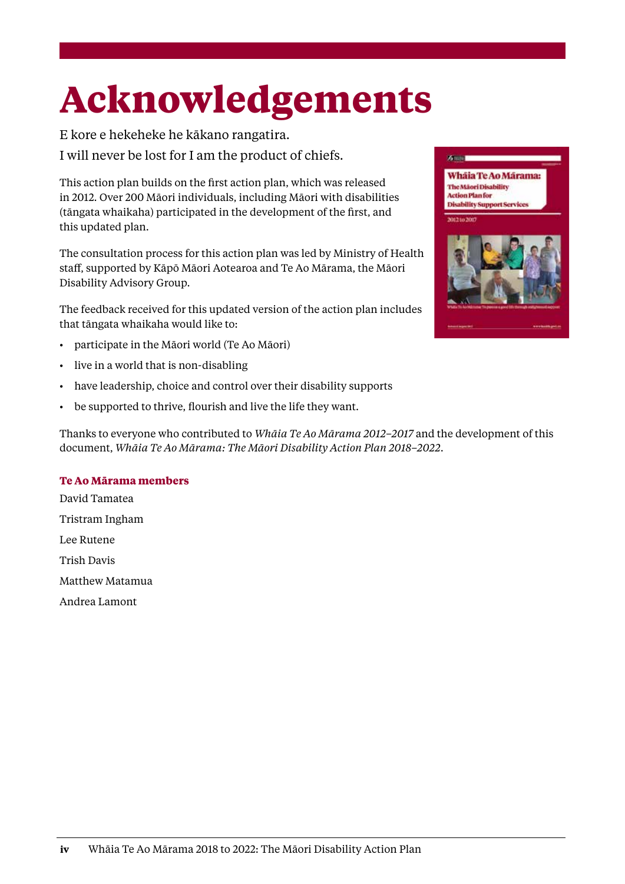# Acknowledgements

E kore e hekeheke he kākano rangatira.

I will never be lost for I am the product of chiefs.

This action plan builds on the first action plan, which was released in 2012. Over 200 Māori individuals, including Māori with disabilities (tāngata whaikaha) participated in the development of the first, and this updated plan.

The consultation process for this action plan was led by Ministry of Health staff, supported by Kāpō Māori Aotearoa and Te Ao Mārama, the Māori Disability Advisory Group.

The feedback received for this updated version of the action plan includes that tāngata whaikaha would like to:

- participate in the Māori world (Te Ao Māori)
- live in a world that is non-disabling
- have leadership, choice and control over their disability supports
- be supported to thrive, flourish and live the life they want.

Thanks to everyone who contributed to *Whāia Te Ao Mārama 2012–2017* and the development of this document, *Whāia Te Ao Mārama: The Māori Disability Action Plan 2018–2022*.

### Te Ao Mārama members

David Tamatea

Tristram Ingham

Lee Rutene

Trish Davis

Matthew Matamua

Andrea Lamont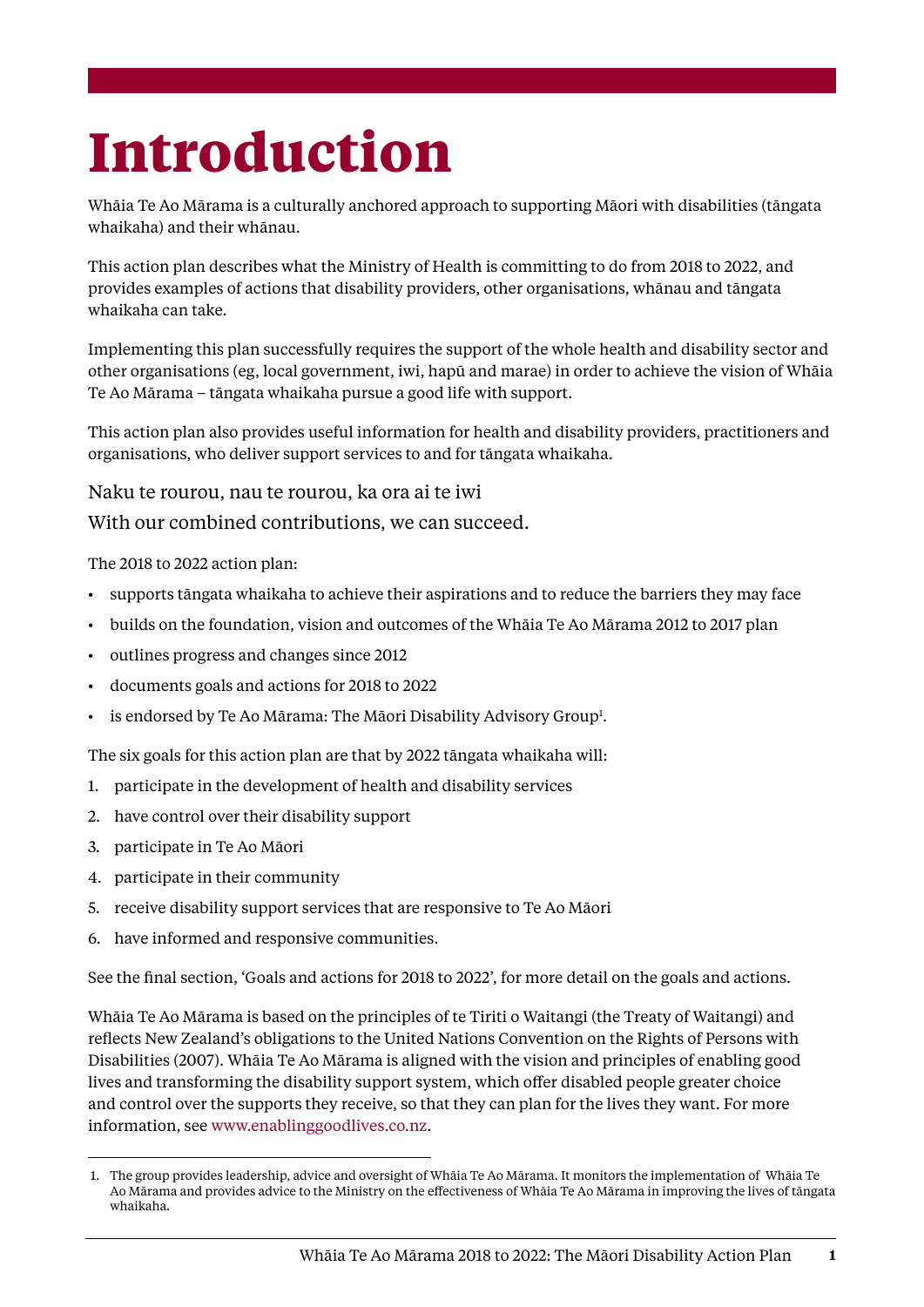# Introduction

Whāia Te Ao Mārama is a culturally anchored approach to supporting Māori with disabilities (tāngata whaikaha) and their whānau.

This action plan describes what the Ministry of Health is committing to do from 2018 to 2022, and provides examples of actions that disability providers, other organisations, whānau and tāngata whaikaha can take.

Implementing this plan successfully requires the support of the whole health and disability sector and other organisations (eg, local government, iwi, hapū and marae) in order to achieve the vision of Whāia Te Ao Mārama – tāngata whaikaha pursue a good life with support.

This action plan also provides useful information for health and disability providers, practitioners and organisations, who deliver support services to and for tāngata whaikaha.

Naku te rourou, nau te rourou, ka ora ai te iwi
With our combined contributions, we can succeed.

The 2018 to 2022 action plan:

- supports tāngata whaikaha to achieve their aspirations and to reduce the barriers they may face
- builds on the foundation, vision and outcomes of the Whāia Te Ao Mārama 2012 to 2017 plan
- outlines progress and changes since 2012
- documents goals and actions for 2018 to 2022
- is endorsed by Te Ao Mārama: The Māori Disability Advisory Group[1].

The six goals for this action plan are that by 2022 tāngata whaikaha will:

1. participate in the development of health and disability services
2. have control over their disability support
3. participate in Te Ao Māori
4. participate in their community
5. receive disability support services that are responsive to Te Ao Māori
6. have informed and responsive communities.

See the final section, 'Goals and actions for 2018 to 2022', for more detail on the goals and actions.

Whāia Te Ao Mārama is based on the principles of te Tiriti o Waitangi (the Treaty of Waitangi) and reflects New Zealand's obligations to the United Nations Convention on the Rights of Persons with Disabilities (2007). Whāia Te Ao Mārama is aligned with the vision and principles of enabling good lives and transforming the disability support system, which offer disabled people greater choice and control over the supports they receive, so that they can plan for the lives they want. For more information, see www.enablinggoodlives.co.nz.

1. The group provides leadership, advice and oversight of Whāia Te Ao Mārama. It monitors the implementation of Whāia Te Ao Mārama and provides advice to the Ministry on the effectiveness of Whāia Te Ao Mārama in improving the lives of tāngata whaikaha.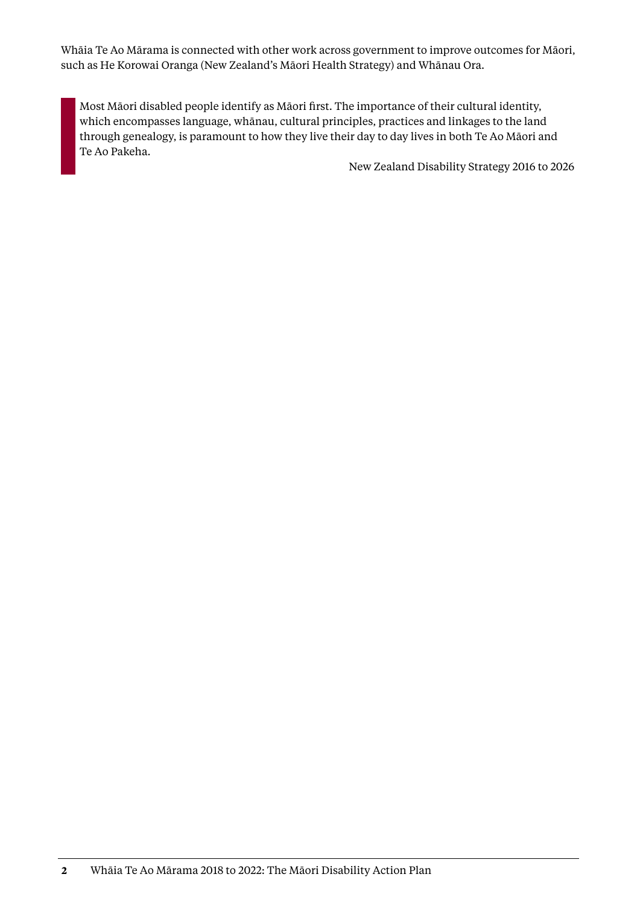Whāia Te Ao Mārama is connected with other work across government to improve outcomes for Māori, such as He Korowai Oranga (New Zealand's Māori Health Strategy) and Whānau Ora.

> Most Māori disabled people identify as Māori first. The importance of their cultural identity, which encompasses language, whānau, cultural principles, practices and linkages to the land through genealogy, is paramount to how they live their day to day lives in both Te Ao Māori and Te Ao Pakeha.
>
> New Zealand Disability Strategy 2016 to 2026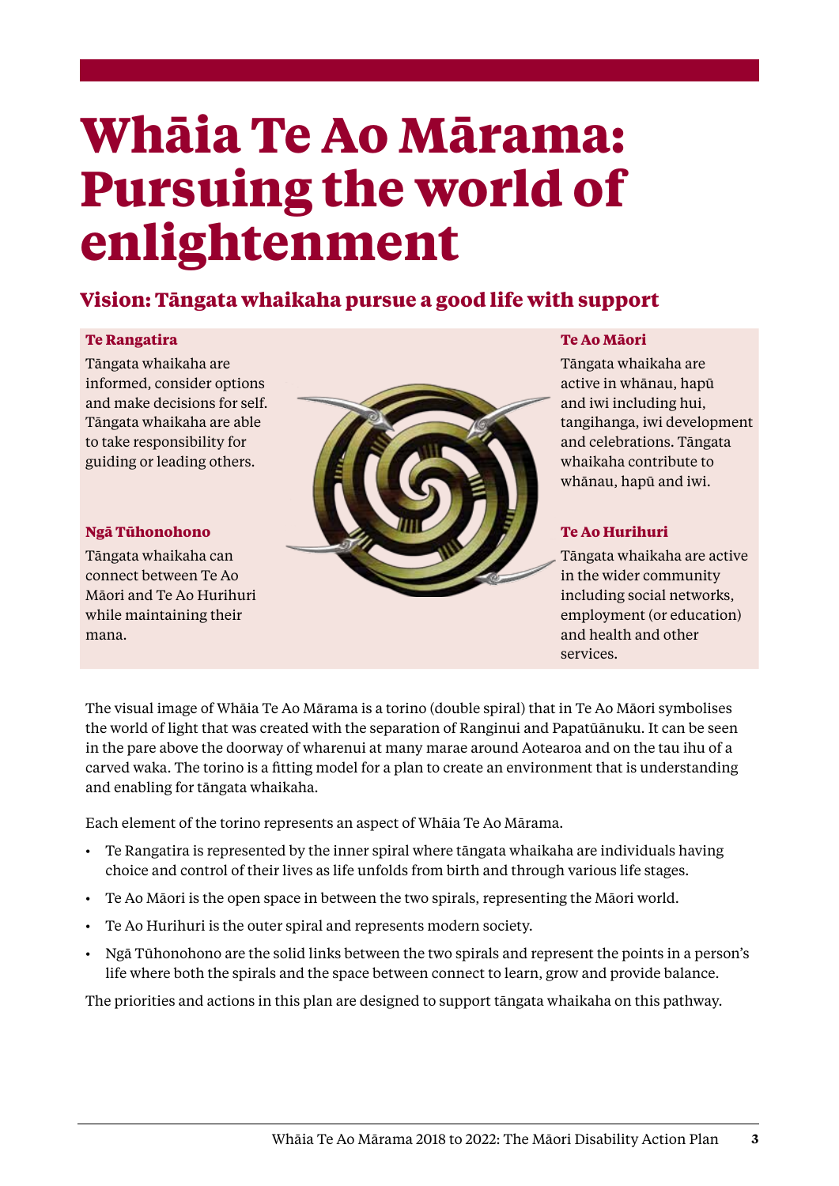# Whāia Te Ao Mārama: Pursuing the world of enlightenment

## Vision: Tāngata whaikaha pursue a good life with support

**Te Rangatira**

Tāngata whaikaha are informed, consider options and make decisions for self. Tāngata whaikaha are able to take responsibility for guiding or leading others.

**Ngā Tūhonohono**

Tāngata whaikaha can connect between Te Ao Māori and Te Ao Hurihuri while maintaining their mana.

**Te Ao Māori**

Tāngata whaikaha are active in whānau, hapū and iwi including hui, tangihanga, iwi development and celebrations. Tāngata whaikaha contribute to whānau, hapū and iwi.

**Te Ao Hurihuri**

Tāngata whaikaha are active in the wider community including social networks, employment (or education) and health and other services.

The visual image of Whāia Te Ao Mārama is a torino (double spiral) that in Te Ao Māori symbolises the world of light that was created with the separation of Ranginui and Papatūānuku. It can be seen in the pare above the doorway of wharenui at many marae around Aotearoa and on the tau ihu of a carved waka. The torino is a fitting model for a plan to create an environment that is understanding and enabling for tāngata whaikaha.

Each element of the torino represents an aspect of Whāia Te Ao Mārama.

- Te Rangatira is represented by the inner spiral where tāngata whaikaha are individuals having choice and control of their lives as life unfolds from birth and through various life stages.
- Te Ao Māori is the open space in between the two spirals, representing the Māori world.
- Te Ao Hurihuri is the outer spiral and represents modern society.
- Ngā Tūhonohono are the solid links between the two spirals and represent the points in a person's life where both the spirals and the space between connect to learn, grow and provide balance.

The priorities and actions in this plan are designed to support tāngata whaikaha on this pathway.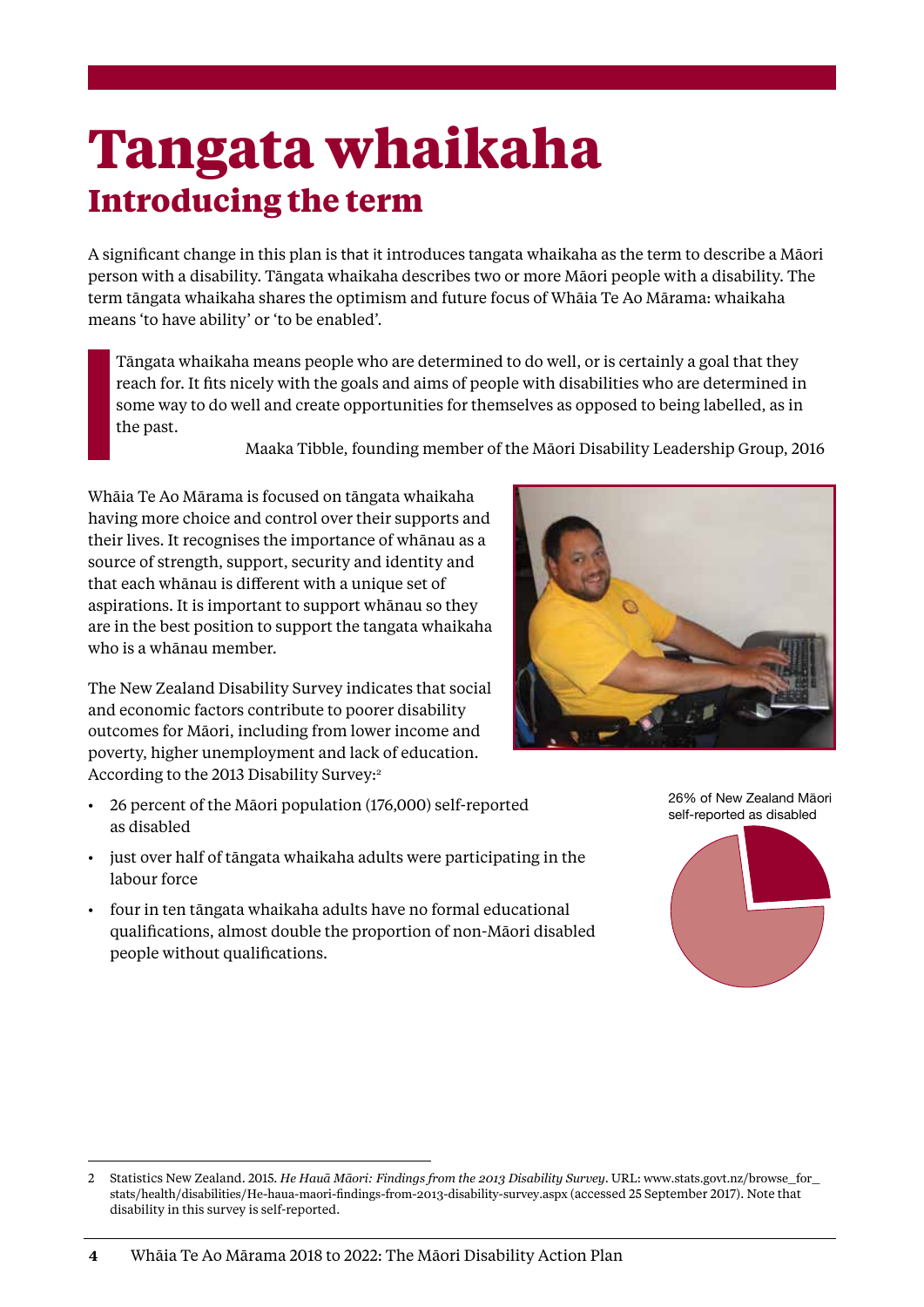# Tangata whaikaha

## Introducing the term

A significant change in this plan is that it introduces tangata whaikaha as the term to describe a Māori person with a disability. Tāngata whaikaha describes two or more Māori people with a disability. The term tāngata whaikaha shares the optimism and future focus of Whāia Te Ao Mārama: whaikaha means 'to have ability' or 'to be enabled'.

> Tāngata whaikaha means people who are determined to do well, or is certainly a goal that they reach for. It fits nicely with the goals and aims of people with disabilities who are determined in some way to do well and create opportunities for themselves as opposed to being labelled, as in the past.
>
> Maaka Tibble, founding member of the Māori Disability Leadership Group, 2016

Whāia Te Ao Mārama is focused on tāngata whaikaha having more choice and control over their supports and their lives. It recognises the importance of whānau as a source of strength, support, security and identity and that each whānau is different with a unique set of aspirations. It is important to support whānau so they are in the best position to support the tangata whaikaha who is a whānau member.

The New Zealand Disability Survey indicates that social and economic factors contribute to poorer disability outcomes for Māori, including from lower income and poverty, higher unemployment and lack of education. According to the 2013 Disability Survey:[2]

- 26 percent of the Māori population (176,000) self-reported as disabled
- just over half of tāngata whaikaha adults were participating in the labour force
- four in ten tāngata whaikaha adults have no formal educational qualifications, almost double the proportion of non-Māori disabled people without qualifications.

26% of New Zealand Māori self-reported as disabled

---

2 Statistics New Zealand. 2015. *He Hauā Māori: Findings from the 2013 Disability Survey*. URL: www.stats.govt.nz/browse_for_stats/health/disabilities/He-haua-maori-findings-from-2013-disability-survey.aspx (accessed 25 September 2017). Note that disability in this survey is self-reported.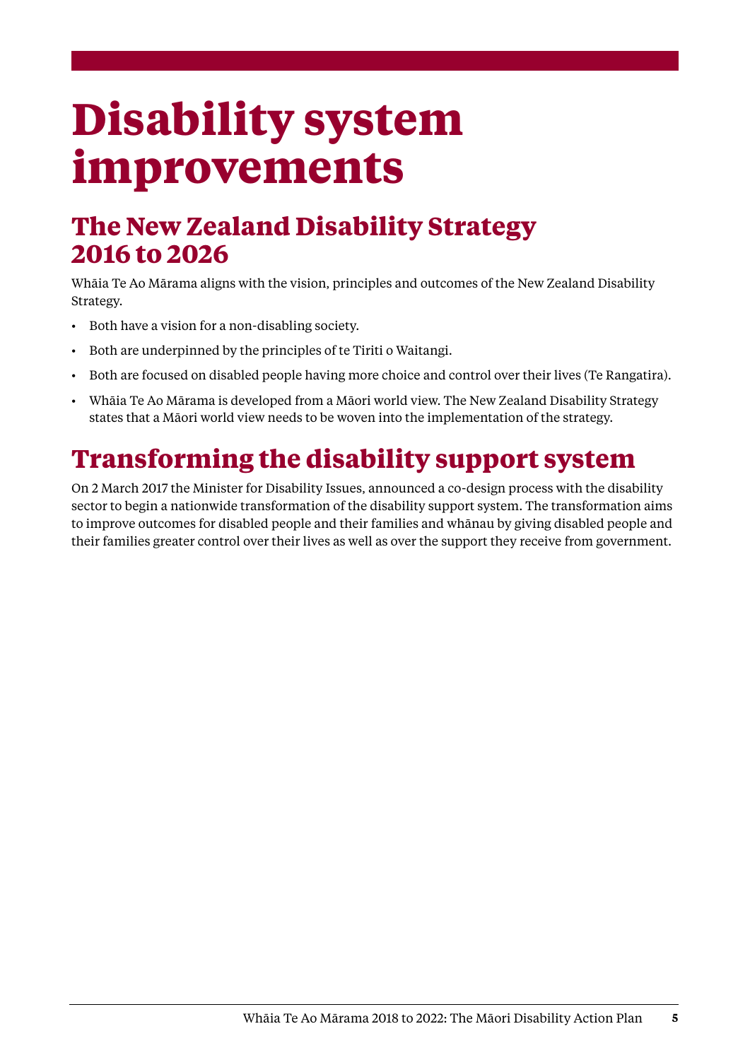# Disability system improvements

## The New Zealand Disability Strategy 2016 to 2026

Whāia Te Ao Mārama aligns with the vision, principles and outcomes of the New Zealand Disability Strategy.

- Both have a vision for a non-disabling society.
- Both are underpinned by the principles of te Tiriti o Waitangi.
- Both are focused on disabled people having more choice and control over their lives (Te Rangatira).
- Whāia Te Ao Mārama is developed from a Māori world view. The New Zealand Disability Strategy states that a Māori world view needs to be woven into the implementation of the strategy.

## Transforming the disability support system

On 2 March 2017 the Minister for Disability Issues, announced a co-design process with the disability sector to begin a nationwide transformation of the disability support system. The transformation aims to improve outcomes for disabled people and their families and whānau by giving disabled people and their families greater control over their lives as well as over the support they receive from government.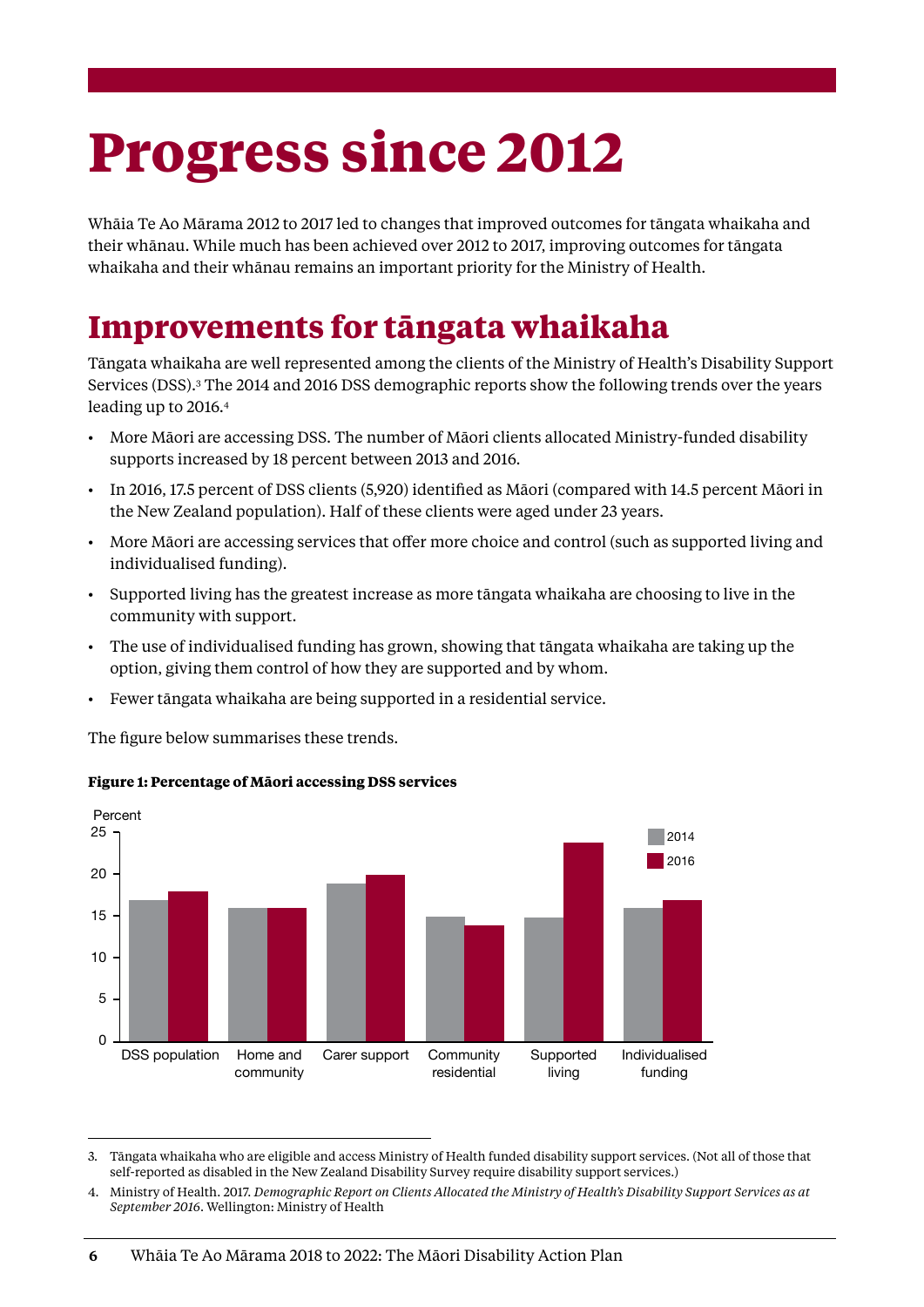# Progress since 2012

Whāia Te Ao Mārama 2012 to 2017 led to changes that improved outcomes for tāngata whaikaha and their whānau. While much has been achieved over 2012 to 2017, improving outcomes for tāngata whaikaha and their whānau remains an important priority for the Ministry of Health.

## Improvements for tāngata whaikaha

Tāngata whaikaha are well represented among the clients of the Ministry of Health's Disability Support Services (DSS).[3] The 2014 and 2016 DSS demographic reports show the following trends over the years leading up to 2016.[4]

- More Māori are accessing DSS. The number of Māori clients allocated Ministry-funded disability supports increased by 18 percent between 2013 and 2016.
- In 2016, 17.5 percent of DSS clients (5,920) identified as Māori (compared with 14.5 percent Māori in the New Zealand population). Half of these clients were aged under 23 years.
- More Māori are accessing services that offer more choice and control (such as supported living and individualised funding).
- Supported living has the greatest increase as more tāngata whaikaha are choosing to live in the community with support.
- The use of individualised funding has grown, showing that tāngata whaikaha are taking up the option, giving them control of how they are supported and by whom.
- Fewer tāngata whaikaha are being supported in a residential service.

The figure below summarises these trends.

**Figure 1: Percentage of Māori accessing DSS services**

| Service | 2014 (Percent) | 2016 (Percent) |
|---|---|---|
| DSS population | 17 | 18 |
| Home and community | 16 | 16 |
| Carer support | 19 | 20 |
| Community residential | 15 | 14 |
| Supported living | 15 | 24 |
| Individualised funding | 16 | 17 |

---

3. Tāngata whaikaha who are eligible and access Ministry of Health funded disability support services. (Not all of those that self-reported as disabled in the New Zealand Disability Survey require disability support services.)

4. Ministry of Health. 2017. *Demographic Report on Clients Allocated the Ministry of Health's Disability Support Services as at September 2016*. Wellington: Ministry of Health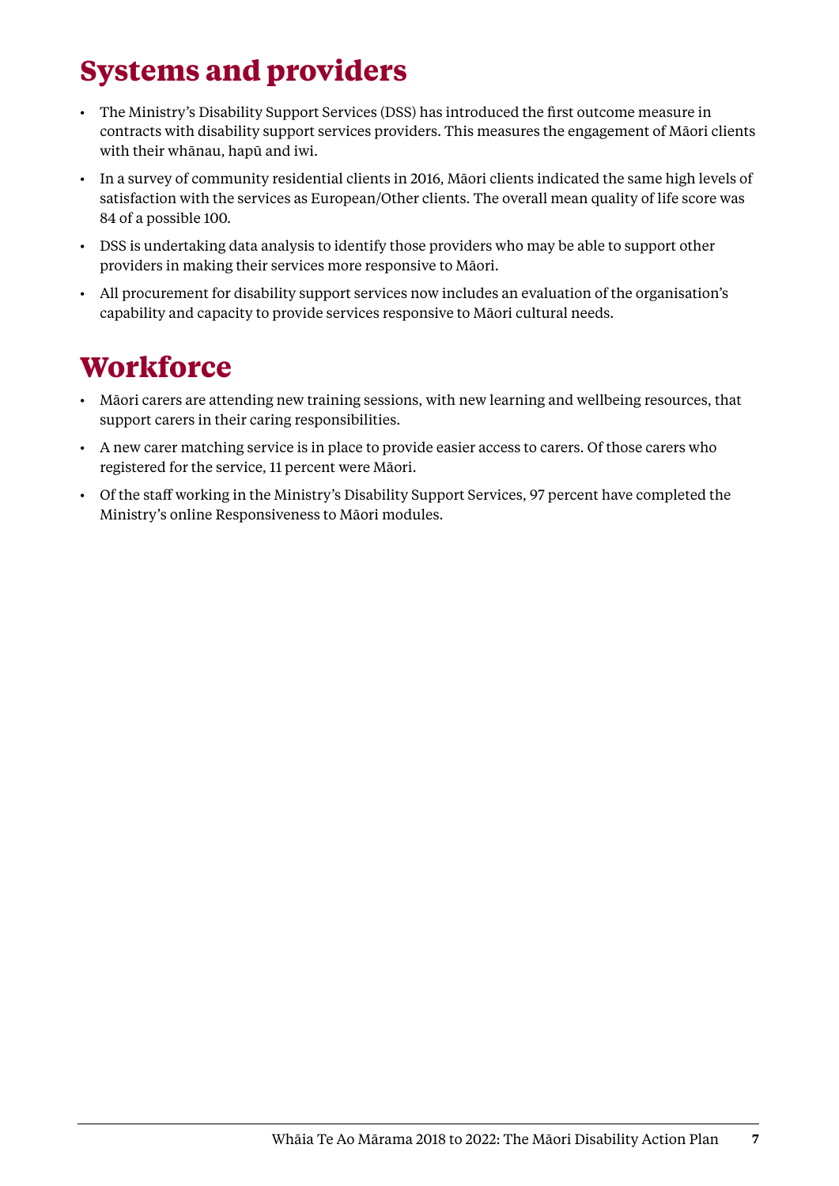## Systems and providers

- The Ministry's Disability Support Services (DSS) has introduced the first outcome measure in contracts with disability support services providers. This measures the engagement of Māori clients with their whānau, hapū and iwi.
- In a survey of community residential clients in 2016, Māori clients indicated the same high levels of satisfaction with the services as European/Other clients. The overall mean quality of life score was 84 of a possible 100.
- DSS is undertaking data analysis to identify those providers who may be able to support other providers in making their services more responsive to Māori.
- All procurement for disability support services now includes an evaluation of the organisation's capability and capacity to provide services responsive to Māori cultural needs.

## Workforce

- Māori carers are attending new training sessions, with new learning and wellbeing resources, that support carers in their caring responsibilities.
- A new carer matching service is in place to provide easier access to carers. Of those carers who registered for the service, 11 percent were Māori.
- Of the staff working in the Ministry's Disability Support Services, 97 percent have completed the Ministry's online Responsiveness to Māori modules.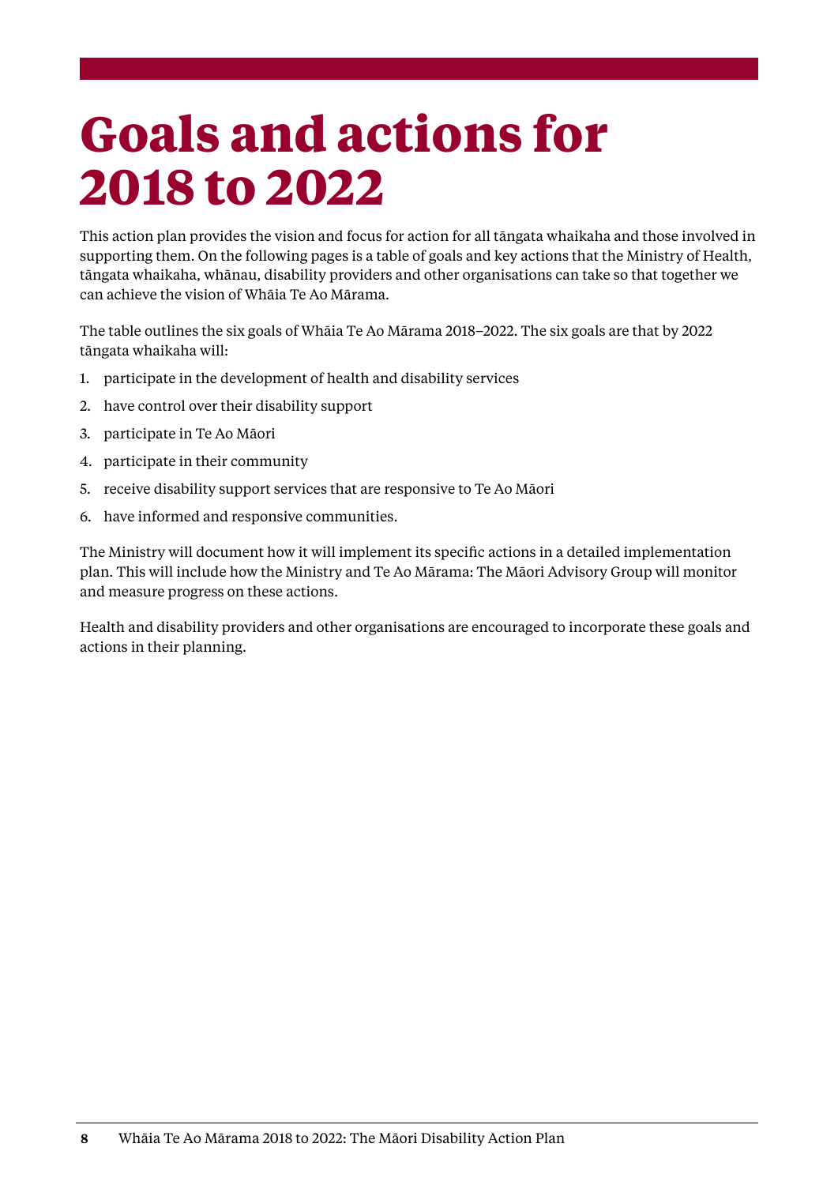# Goals and actions for 2018 to 2022

This action plan provides the vision and focus for action for all tāngata whaikaha and those involved in supporting them. On the following pages is a table of goals and key actions that the Ministry of Health, tāngata whaikaha, whānau, disability providers and other organisations can take so that together we can achieve the vision of Whāia Te Ao Mārama.

The table outlines the six goals of Whāia Te Ao Mārama 2018–2022. The six goals are that by 2022 tāngata whaikaha will:

1. participate in the development of health and disability services
2. have control over their disability support
3. participate in Te Ao Māori
4. participate in their community
5. receive disability support services that are responsive to Te Ao Māori
6. have informed and responsive communities.

The Ministry will document how it will implement its specific actions in a detailed implementation plan. This will include how the Ministry and Te Ao Mārama: The Māori Advisory Group will monitor and measure progress on these actions.

Health and disability providers and other organisations are encouraged to incorporate these goals and actions in their planning.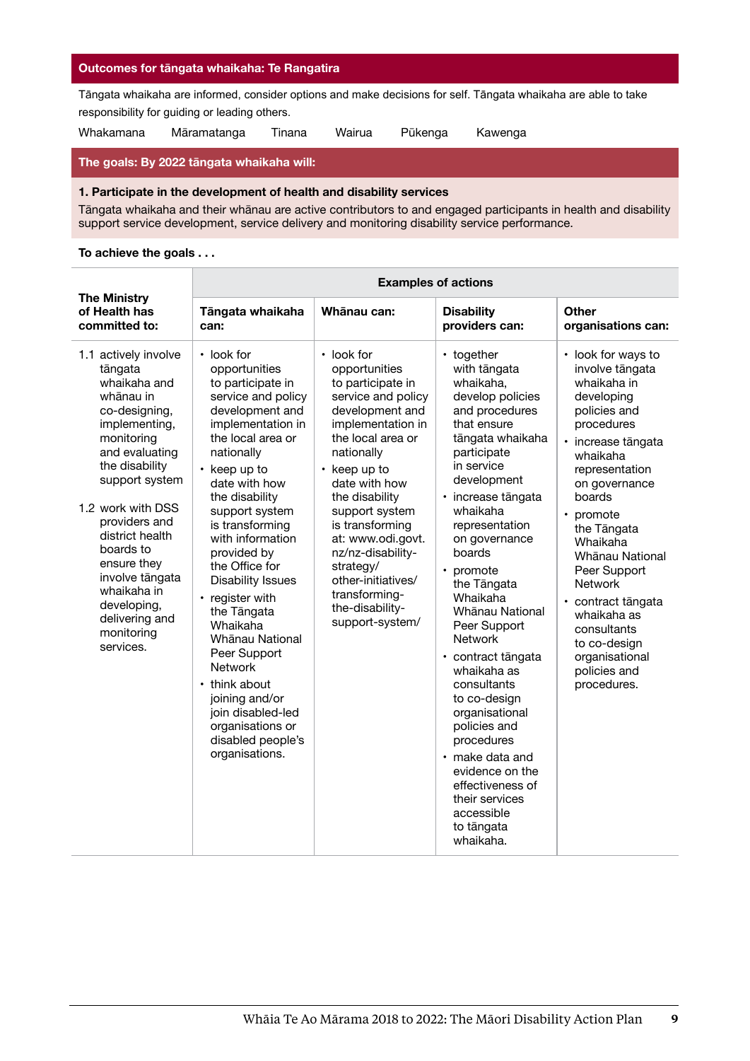## Outcomes for tāngata whaikaha: Te Rangatira

Tāngata whaikaha are informed, consider options and make decisions for self. Tāngata whaikaha are able to take responsibility for guiding or leading others.

Whakamana Māramatanga Tinana Wairua Pūkenga Kawenga

## The goals: By 2022 tāngata whaikaha will:

**1. Participate in the development of health and disability services**

Tāngata whaikaha and their whānau are active contributors to and engaged participants in health and disability support service development, service delivery and monitoring disability service performance.

**To achieve the goals . . .**

| The Ministry of Health has committed to: | Examples of actions | | | |
|---|---|---|---|---|
| | **Tāngata whaikaha can:** | **Whānau can:** | **Disability providers can:** | **Other organisations can:** |
| 1.1 actively involve tāngata whaikaha and whānau in co-designing, implementing, monitoring and evaluating the disability support system<br><br>1.2 work with DSS providers and district health boards to ensure they involve tāngata whaikaha in developing, delivering and monitoring services. | • look for opportunities to participate in service and policy development and implementation in the local area or nationally<br>• keep up to date with how the disability support system is transforming with information provided by the Office for Disability Issues<br>• register with the Tāngata Whaikaha Whānau National Peer Support Network<br>• think about joining and/or join disabled-led organisations or disabled people's organisations. | • look for opportunities to participate in service and policy development and implementation in the local area or nationally<br>• keep up to date with how the disability support system is transforming at: www.odi.govt.nz/nz-disability-strategy/other-initiatives/transforming-the-disability-support-system/ | • together with tāngata whaikaha, develop policies and procedures that ensure tāngata whaikaha participate in service development<br>• increase tāngata whaikaha representation on governance boards<br>• promote the Tāngata Whaikaha Whānau National Peer Support Network<br>• contract tāngata whaikaha as consultants to co-design organisational policies and procedures<br>• make data and evidence on the effectiveness of their services accessible to tāngata whaikaha. | • look for ways to involve tāngata whaikaha in developing policies and procedures<br>• increase tāngata whaikaha representation on governance boards<br>• promote the Tāngata Whaikaha Whānau National Peer Support Network<br>• contract tāngata whaikaha as consultants to co-design organisational policies and procedures. |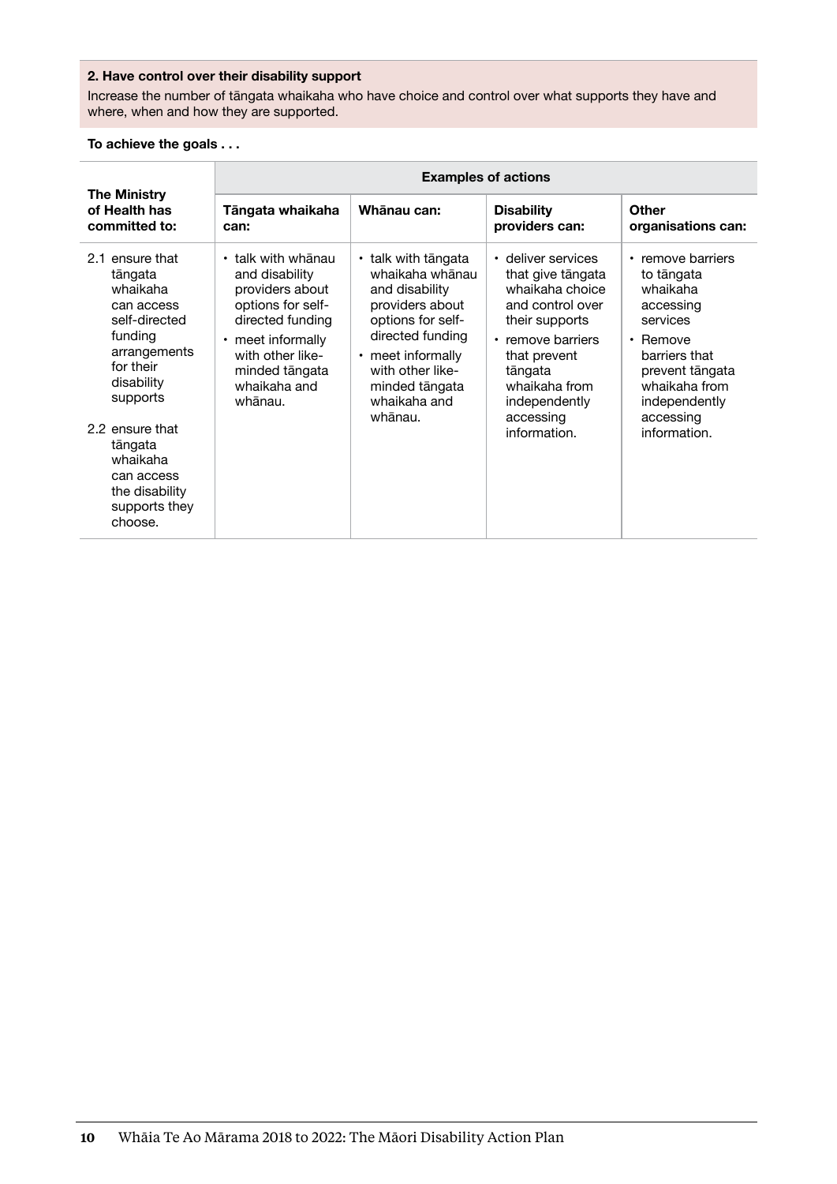**2. Have control over their disability support**

Increase the number of tāngata whaikaha who have choice and control over what supports they have and where, when and how they are supported.

**To achieve the goals . . .**

| The Ministry of Health has committed to: | Examples of actions | | | |
|---|---|---|---|---|
| | **Tāngata whaikaha can:** | **Whānau can:** | **Disability providers can:** | **Other organisations can:** |
| 2.1 ensure that tāngata whaikaha can access self-directed funding arrangements for their disability supports<br><br>2.2 ensure that tāngata whaikaha can access the disability supports they choose. | • talk with whānau and disability providers about options for self-directed funding<br>• meet informally with other like-minded tāngata whaikaha and whānau. | • talk with tāngata whaikaha whānau and disability providers about options for self-directed funding<br>• meet informally with other like-minded tāngata whaikaha and whānau. | • deliver services that give tāngata whaikaha choice and control over their supports<br>• remove barriers that prevent tāngata whaikaha from independently accessing information. | • remove barriers to tāngata whaikaha accessing services<br>• Remove barriers that prevent tāngata whaikaha from independently accessing information. |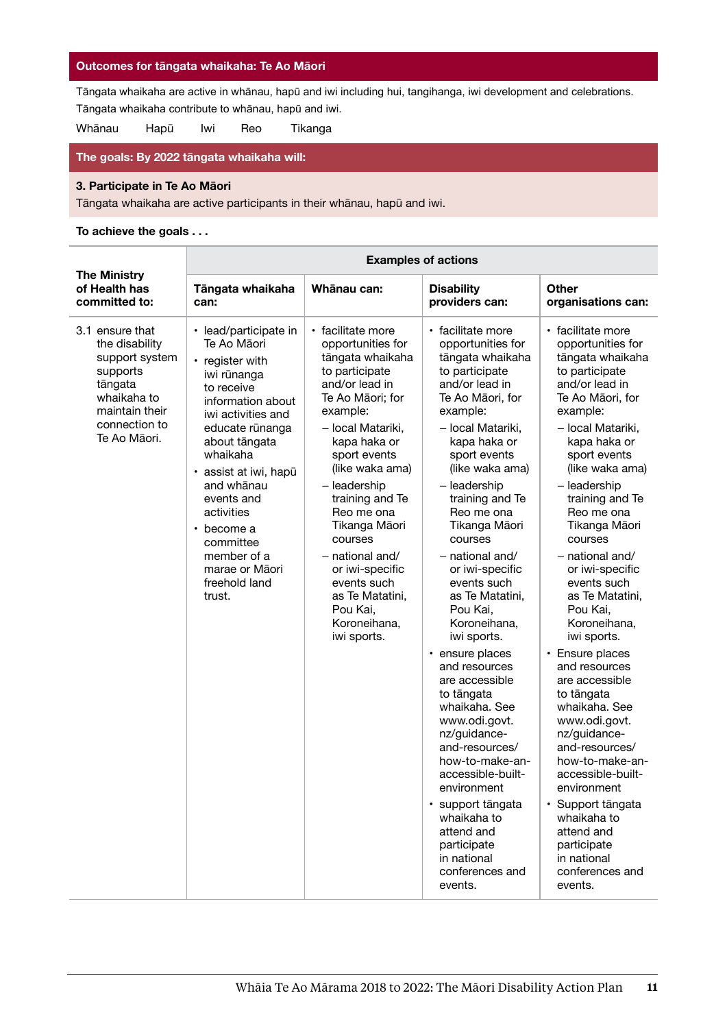## Outcomes for tāngata whaikaha: Te Ao Māori

Tāngata whaikaha are active in whānau, hapū and iwi including hui, tangihanga, iwi development and celebrations. Tāngata whaikaha contribute to whānau, hapū and iwi.

Whānau Hapū Iwi Reo Tikanga

## The goals: By 2022 tāngata whaikaha will:

**3. Participate in Te Ao Māori**

Tāngata whaikaha are active participants in their whānau, hapū and iwi.

**To achieve the goals . . .**

| The Ministry of Health has committed to: | Examples of actions | | | |
|---|---|---|---|---|
| | **Tāngata whaikaha can:** | **Whānau can:** | **Disability providers can:** | **Other organisations can:** |
| 3.1 ensure that the disability support system supports tāngata whaikaha to maintain their connection to Te Ao Māori. | • lead/participate in Te Ao Māori<br>• register with iwi rūnanga to receive information about iwi activities and educate rūnanga about tāngata whaikaha<br>• assist at iwi, hapū and whānau events and activities<br>• become a committee member of a marae or Māori freehold land trust. | • facilitate more opportunities for tāngata whaikaha to participate and/or lead in Te Ao Māori; for example:<br>– local Matariki, kapa haka or sport events (like waka ama)<br>– leadership training and Te Reo me ona Tikanga Māori courses<br>– national and/ or iwi-specific events such as Te Matatini, Pou Kai, Koroneihana, iwi sports. | • facilitate more opportunities for tāngata whaikaha to participate and/or lead in Te Ao Māori, for example:<br>– local Matariki, kapa haka or sport events (like waka ama)<br>– leadership training and Te Reo me ona Tikanga Māori courses<br>– national and/ or iwi-specific events such as Te Matatini, Pou Kai, Koroneihana, iwi sports.<br>• ensure places and resources are accessible to tāngata whaikaha. See www.odi.govt.nz/guidance-and-resources/how-to-make-an-accessible-built-environment<br>• support tāngata whaikaha to attend and participate in national conferences and events. | • facilitate more opportunities for tāngata whaikaha to participate and/or lead in Te Ao Māori, for example:<br>– local Matariki, kapa haka or sport events (like waka ama)<br>– leadership training and Te Reo me ona Tikanga Māori courses<br>– national and/ or iwi-specific events such as Te Matatini, Pou Kai, Koroneihana, iwi sports.<br>• Ensure places and resources are accessible to tāngata whaikaha. See www.odi.govt.nz/guidance-and-resources/how-to-make-an-accessible-built-environment<br>• Support tāngata whaikaha to attend and participate in national conferences and events. |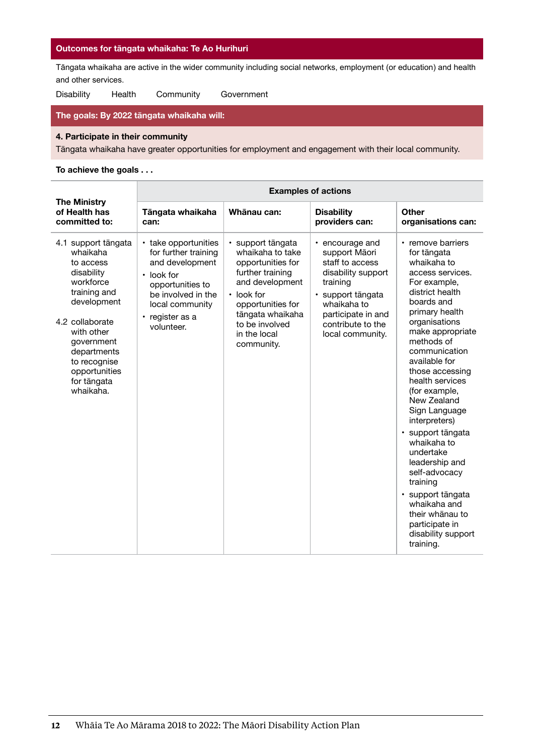## Outcomes for tāngata whaikaha: Te Ao Hurihuri

Tāngata whaikaha are active in the wider community including social networks, employment (or education) and health and other services.

Disability Health Community Government

## The goals: By 2022 tāngata whaikaha will:

**4. Participate in their community**

Tāngata whaikaha have greater opportunities for employment and engagement with their local community.

**To achieve the goals . . .**

| The Ministry of Health has committed to: | Examples of actions | | | |
|---|---|---|---|---|
| | **Tāngata whaikaha can:** | **Whānau can:** | **Disability providers can:** | **Other organisations can:** |
| 4.1 support tāngata whaikaha to access disability workforce training and development<br><br>4.2 collaborate with other government departments to recognise opportunities for tāngata whaikaha. | • take opportunities for further training and development<br>• look for opportunities to be involved in the local community<br>• register as a volunteer. | • support tāngata whaikaha to take opportunities for further training and development<br>• look for opportunities for tāngata whaikaha to be involved in the local community. | • encourage and support Māori staff to access disability support training<br>• support tāngata whaikaha to participate in and contribute to the local community. | • remove barriers for tāngata whaikaha to access services. For example, district health boards and primary health organisations make appropriate methods of communication available for those accessing health services (for example, New Zealand Sign Language interpreters)<br>• support tāngata whaikaha to undertake leadership and self-advocacy training<br>• support tāngata whaikaha and their whānau to participate in disability support training. |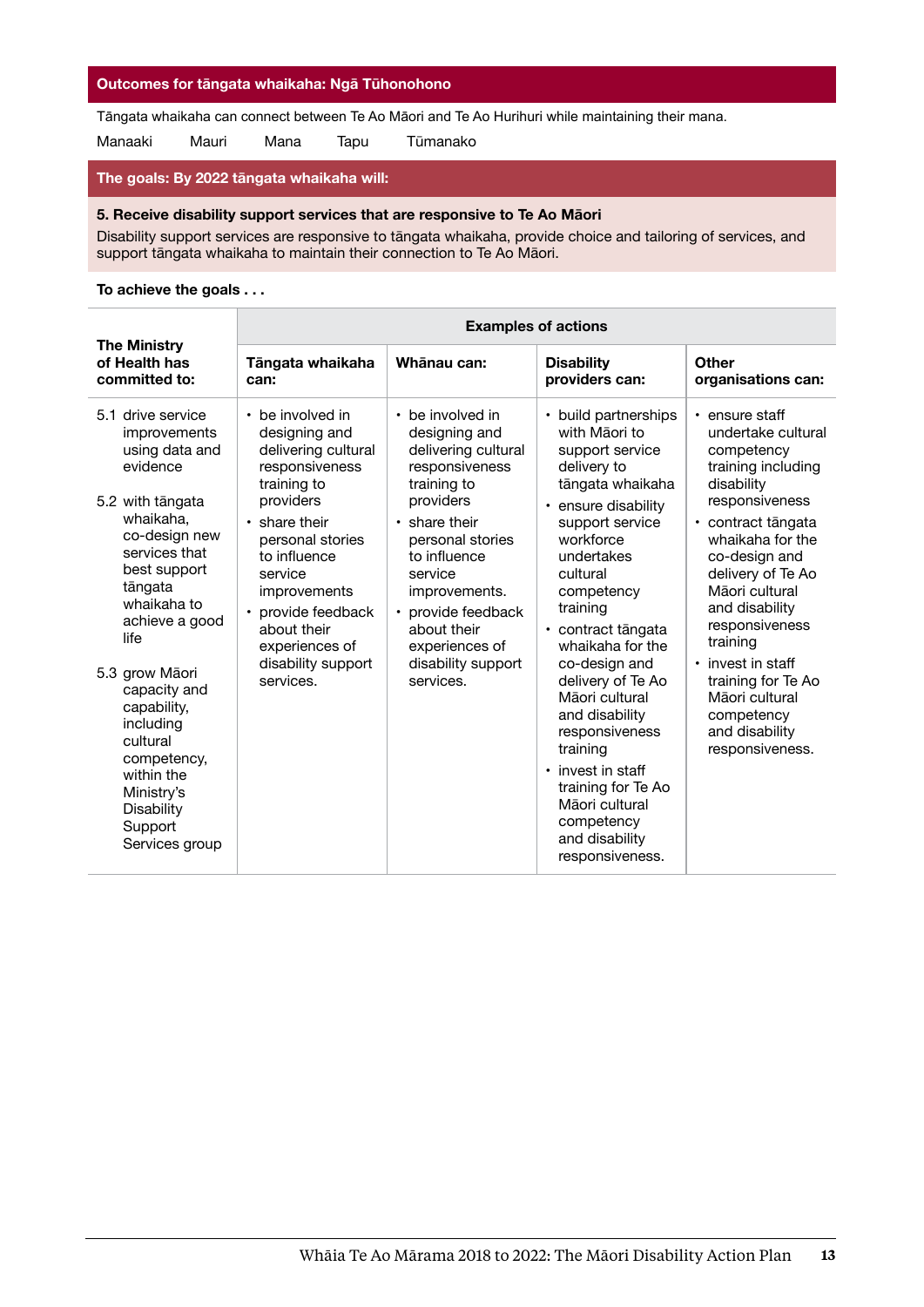## Outcomes for tāngata whaikaha: Ngā Tūhonohono

Tāngata whaikaha can connect between Te Ao Māori and Te Ao Hurihuri while maintaining their mana.

Manaaki Mauri Mana Tapu Tūmanako

### The goals: By 2022 tāngata whaikaha will:

**5. Receive disability support services that are responsive to Te Ao Māori**

Disability support services are responsive to tāngata whaikaha, provide choice and tailoring of services, and support tāngata whaikaha to maintain their connection to Te Ao Māori.

**To achieve the goals . . .**

| The Ministry of Health has committed to: | Examples of actions | | | |
|---|---|---|---|---|
| | **Tāngata whaikaha can:** | **Whānau can:** | **Disability providers can:** | **Other organisations can:** |
| 5.1 drive service improvements using data and evidence<br><br>5.2 with tāngata whaikaha, co-design new services that best support tāngata whaikaha to achieve a good life<br><br>5.3 grow Māori capacity and capability, including cultural competency, within the Ministry's Disability Support Services group | • be involved in designing and delivering cultural responsiveness training to providers<br>• share their personal stories to influence service improvements<br>• provide feedback about their experiences of disability support services. | • be involved in designing and delivering cultural responsiveness training to providers<br>• share their personal stories to influence service improvements.<br>• provide feedback about their experiences of disability support services. | • build partnerships with Māori to support service delivery to tāngata whaikaha<br>• ensure disability support service workforce undertakes cultural competency training<br>• contract tāngata whaikaha for the co-design and delivery of Te Ao Māori cultural and disability responsiveness training<br>• invest in staff training for Te Ao Māori cultural competency and disability responsiveness. | • ensure staff undertake cultural competency training including disability responsiveness<br>• contract tāngata whaikaha for the co-design and delivery of Te Ao Māori cultural and disability responsiveness training<br>• invest in staff training for Te Ao Māori cultural competency and disability responsiveness. |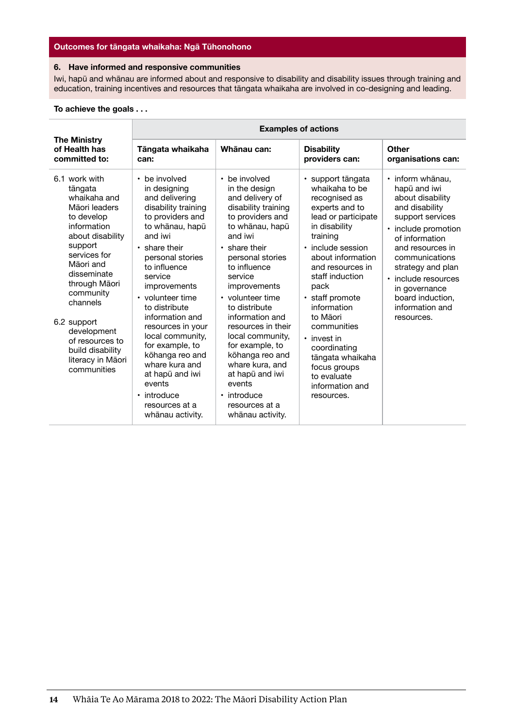## Outcomes for tāngata whaikaha: Ngā Tūhonohono

### 6. Have informed and responsive communities

Iwi, hapū and whānau are informed about and responsive to disability and disability issues through training and education, training incentives and resources that tāngata whaikaha are involved in co-designing and leading.

**To achieve the goals . . .**

| The Ministry of Health has committed to: | Examples of actions | | | |
|---|---|---|---|---|
| | **Tāngata whaikaha can:** | **Whānau can:** | **Disability providers can:** | **Other organisations can:** |
| 6.1 work with tāngata whaikaha and Māori leaders to develop information about disability support services for Māori and disseminate through Māori community channels<br><br>6.2 support development of resources to build disability literacy in Māori communities | • be involved in designing and delivering disability training to providers and to whānau, hapū and iwi<br>• share their personal stories to influence service improvements<br>• volunteer time to distribute information and resources in your local community, for example, to kōhanga reo and whare kura and at hapū and iwi events<br>• introduce resources at a whānau activity. | • be involved in the design and delivery of disability training to providers and to whānau, hapū and iwi<br>• share their personal stories to influence service improvements<br>• volunteer time to distribute information and resources in their local community, for example, to kōhanga reo and whare kura, and at hapū and iwi events<br>• introduce resources at a whānau activity. | • support tāngata whaikaha to be recognised as experts and to lead or participate in disability training<br>• include session about information and resources in staff induction pack<br>• staff promote information to Māori communities<br>• invest in coordinating tāngata whaikaha focus groups to evaluate information and resources. | • inform whānau, hapū and iwi about disability and disability support services<br>• include promotion of information and resources in communications strategy and plan<br>• include resources in governance board induction, information and resources. |